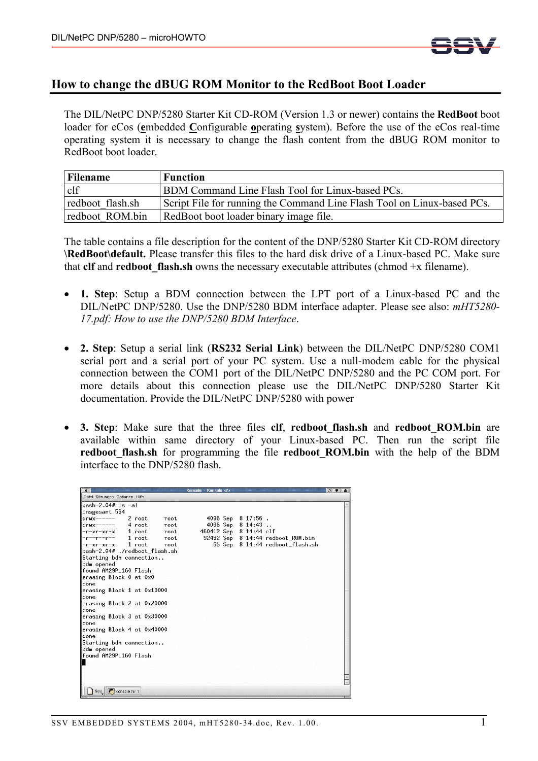## How to change the dBUG ROM Monitor to the RedBoot Boot Loader

The DIL/NetPC DNP/5280 Starter Kit CD-ROM (Version 1.3 or newer) contains the **RedBoot** boot loader for eCos (**e**mbedded **C**onfigurable **o**perating **s**ystem). Before the use of the eCos real-time operating system it is necessary to change the flash content from the dBUG ROM monitor to RedBoot boot loader.

| Filename | Function |
|---|---|
| clf | BDM Command Line Flash Tool for Linux-based PCs. |
| redboot_flash.sh | Script File for running the Command Line Flash Tool on Linux-based PCs. |
| redboot_ROM.bin | RedBoot boot loader binary image file. |

The table contains a file description for the content of the DNP/5280 Starter Kit CD-ROM directory **\RedBoot\default.** Please transfer this files to the hard disk drive of a Linux-based PC. Make sure that **clf** and **redboot_flash.sh** owns the necessary executable attributes (chmod +x filename).

- **1. Step**: Setup a BDM connection between the LPT port of a Linux-based PC and the DIL/NetPC DNP/5280. Use the DNP/5280 BDM interface adapter. Please see also: *mHT5280-17.pdf: How to use the DNP/5280 BDM Interface*.

- **2. Step**: Setup a serial link (**RS232 Serial Link**) between the DIL/NetPC DNP/5280 COM1 serial port and a serial port of your PC system. Use a null-modem cable for the physical connection between the COM1 port of the DIL/NetPC DNP/5280 and the PC COM port. For more details about this connection please use the DIL/NetPC DNP/5280 Starter Kit documentation. Provide the DIL/NetPC DNP/5280 with power

- **3. Step**: Make sure that the three files **clf**, **redboot_flash.sh** and **redboot_ROM.bin** are available within same directory of your Linux-based PC. Then run the script file **redboot_flash.sh** for programming the file **redboot_ROM.bin** with the help of the BDM interface to the DNP/5280 flash.

```
bash-2.04# ls -al
insgesamt 564
drwx------    2 root     root         4096 Sep  8 17:56 .
drwx------    4 root     root         4096 Sep  8 14:43 ..
-r-xr-xr-x    1 root     root       460412 Sep  8 14:44 clf
-r--r--r--    1 root     root        92492 Sep  8 14:44 redboot_ROM.bin
-r-xr-xr-x    1 root     root           65 Sep  8 14:44 redboot_flash.sh
bash-2.04# ./redboot_flash.sh
Starting bdm connection..
bdm opened
found AM29PL160 Flash
erasing Block 0 at 0x0
done
erasing Block 1 at 0x10000
done
erasing Block 2 at 0x20000
done
erasing Block 3 at 0x30000
done
erasing Block 4 at 0x40000
done
Starting bdm connection..
bdm opened
found AM29PL160 Flash
```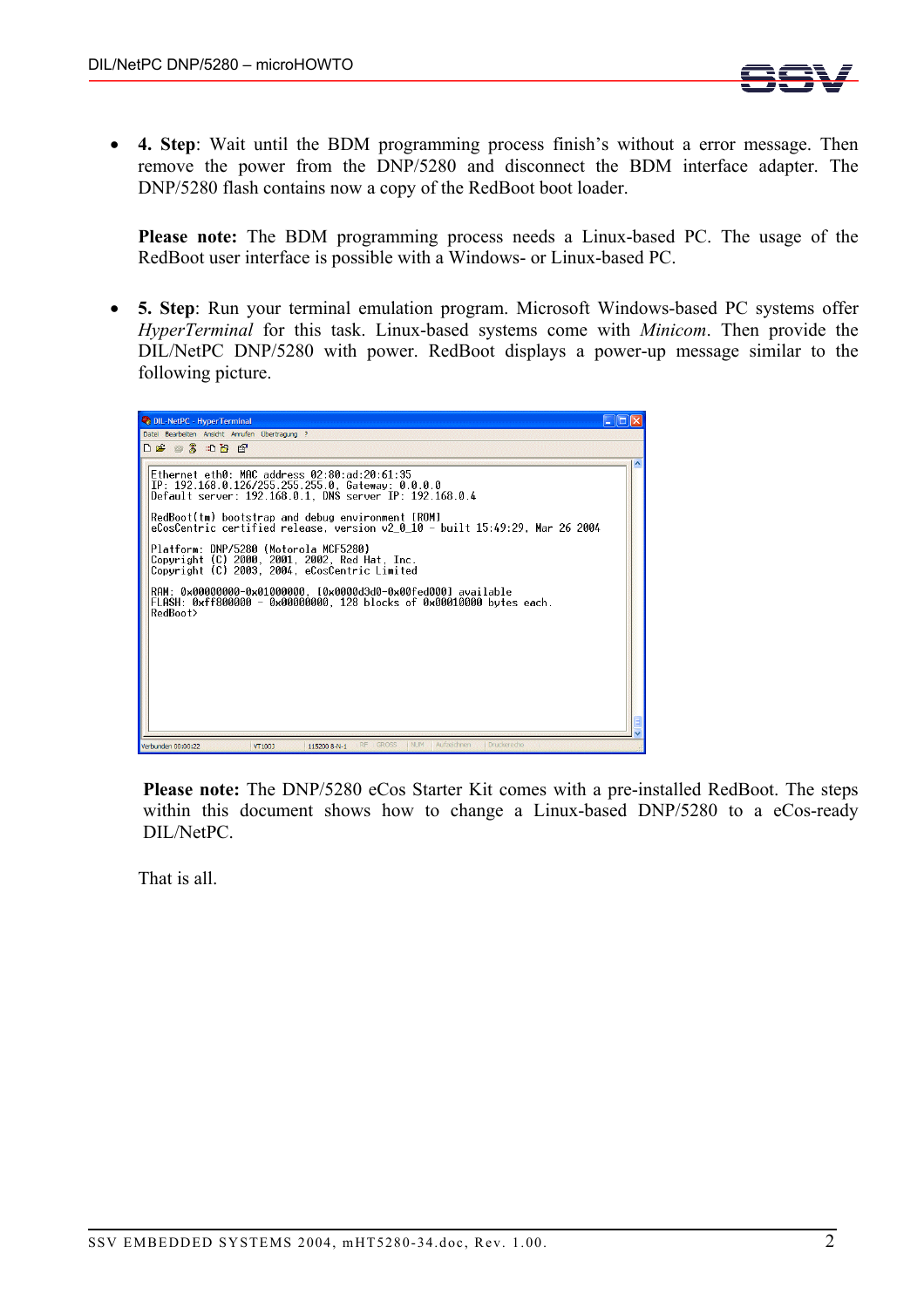- **4. Step**: Wait until the BDM programming process finish's without a error message. Then remove the power from the DNP/5280 and disconnect the BDM interface adapter. The DNP/5280 flash contains now a copy of the RedBoot boot loader.

  **Please note:** The BDM programming process needs a Linux-based PC. The usage of the RedBoot user interface is possible with a Windows- or Linux-based PC.

- **5. Step**: Run your terminal emulation program. Microsoft Windows-based PC systems offer *HyperTerminal* for this task. Linux-based systems come with *Minicom*. Then provide the DIL/NetPC DNP/5280 with power. RedBoot displays a power-up message similar to the following picture.

```
Ethernet eth0: MAC address 02:80:ad:20:61:35
IP: 192.168.0.126/255.255.255.0, Gateway: 0.0.0.0
Default server: 192.168.0.1, DNS server IP: 192.168.0.4

RedBoot(tm) bootstrap and debug environment [ROM]
eCosCentric certified release, version v2_0_10 - built 15:49:29, Mar 26 2004

Platform: DNP/5280 (Motorola MCF5280)
Copyright (C) 2000, 2001, 2002, Red Hat, Inc.
Copyright (C) 2003, 2004, eCosCentric Limited

RAM: 0x00000000-0x01000000, [0x0000d3d0-0x00fed000] available
FLASH: 0xff800000 - 0x00000000, 128 blocks of 0x00010000 bytes each.
RedBoot>
```

**Please note:** The DNP/5280 eCos Starter Kit comes with a pre-installed RedBoot. The steps within this document shows how to change a Linux-based DNP/5280 to a eCos-ready DIL/NetPC.

That is all.